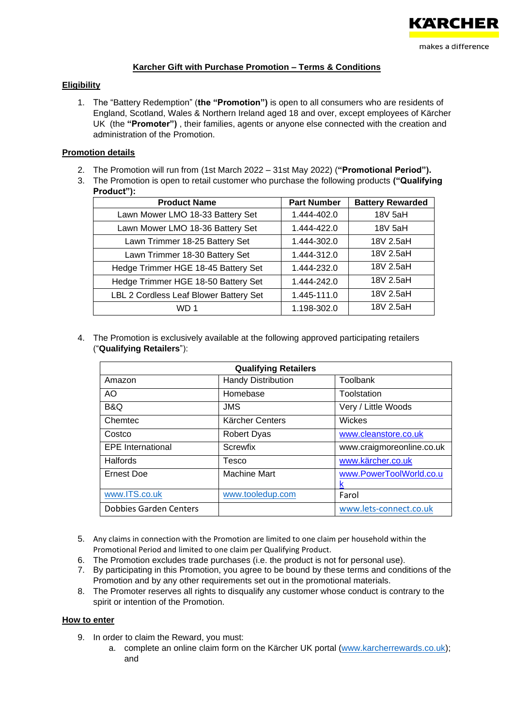KÄRCHER

makes a difference

## Karcher Gift with Purchase Promotion – Terms & Conditions

### Eligibility

1. The "Battery Redemption" (**the "Promotion")** is open to all consumers who are residents of England, Scotland, Wales & Northern Ireland aged 18 and over, except employees of Kärcher UK (the **"Promoter")** , their families, agents or anyone else connected with the creation and administration of the Promotion.

### Promotion details

2. The Promotion will run from (1st March 2022 – 31st May 2022) (**"Promotional Period").**
3. The Promotion is open to retail customer who purchase the following products **("Qualifying Product"):**

| Product Name | Part Number | Battery Rewarded |
|---|---|---|
| Lawn Mower LMO 18-33 Battery Set | 1.444-402.0 | 18V 5aH |
| Lawn Mower LMO 18-36 Battery Set | 1.444-422.0 | 18V 5aH |
| Lawn Trimmer 18-25 Battery Set | 1.444-302.0 | 18V 2.5aH |
| Lawn Trimmer 18-30 Battery Set | 1.444-312.0 | 18V 2.5aH |
| Hedge Trimmer HGE 18-45 Battery Set | 1.444-232.0 | 18V 2.5aH |
| Hedge Trimmer HGE 18-50 Battery Set | 1.444-242.0 | 18V 2.5aH |
| LBL 2 Cordless Leaf Blower Battery Set | 1.445-111.0 | 18V 2.5aH |
| WD 1 | 1.198-302.0 | 18V 2.5aH |

4. The Promotion is exclusively available at the following approved participating retailers ("**Qualifying Retailers**"):

| Qualifying Retailers | | |
|---|---|---|
| Amazon | Handy Distribution | Toolbank |
| AO | Homebase | Toolstation |
| B&Q | JMS | Very / Little Woods |
| Chemtec | Kärcher Centers | Wickes |
| Costco | Robert Dyas | www.cleanstore.co.uk |
| EPE International | Screwfix | www.craigmoreonline.co.uk |
| Halfords | Tesco | www.kärcher.co.uk |
| Ernest Doe | Machine Mart | www.PowerToolWorld.co.uk |
| www.ITS.co.uk | www.tooledup.com | Farol |
| Dobbies Garden Centers | | www.lets-connect.co.uk |

5. Any claims in connection with the Promotion are limited to one claim per household within the Promotional Period and limited to one claim per Qualifying Product.
6. The Promotion excludes trade purchases (i.e. the product is not for personal use).
7. By participating in this Promotion, you agree to be bound by these terms and conditions of the Promotion and by any other requirements set out in the promotional materials.
8. The Promoter reserves all rights to disqualify any customer whose conduct is contrary to the spirit or intention of the Promotion.

### How to enter

9. In order to claim the Reward, you must:
   a. complete an online claim form on the Kärcher UK portal (www.karcherrewards.co.uk); and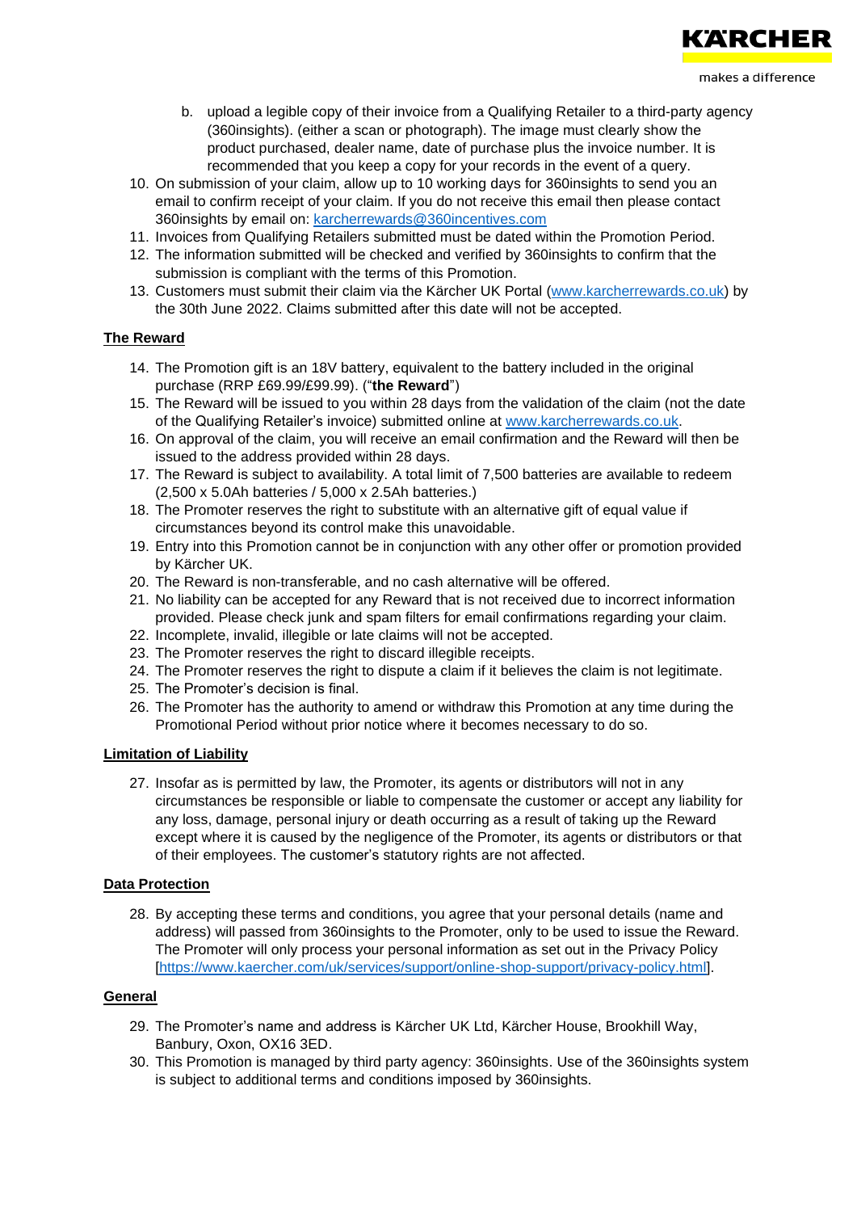b. upload a legible copy of their invoice from a Qualifying Retailer to a third-party agency (360insights). (either a scan or photograph). The image must clearly show the product purchased, dealer name, date of purchase plus the invoice number. It is recommended that you keep a copy for your records in the event of a query.

10. On submission of your claim, allow up to 10 working days for 360insights to send you an email to confirm receipt of your claim. If you do not receive this email then please contact 360insights by email on: karcherrewards@360incentives.com
11. Invoices from Qualifying Retailers submitted must be dated within the Promotion Period.
12. The information submitted will be checked and verified by 360insights to confirm that the submission is compliant with the terms of this Promotion.
13. Customers must submit their claim via the Kärcher UK Portal (www.karcherrewards.co.uk) by the 30th June 2022. Claims submitted after this date will not be accepted.

**The Reward**

14. The Promotion gift is an 18V battery, equivalent to the battery included in the original purchase (RRP £69.99/£99.99). ("**the Reward**")
15. The Reward will be issued to you within 28 days from the validation of the claim (not the date of the Qualifying Retailer's invoice) submitted online at www.karcherrewards.co.uk.
16. On approval of the claim, you will receive an email confirmation and the Reward will then be issued to the address provided within 28 days.
17. The Reward is subject to availability. A total limit of 7,500 batteries are available to redeem (2,500 x 5.0Ah batteries / 5,000 x 2.5Ah batteries.)
18. The Promoter reserves the right to substitute with an alternative gift of equal value if circumstances beyond its control make this unavoidable.
19. Entry into this Promotion cannot be in conjunction with any other offer or promotion provided by Kärcher UK.
20. The Reward is non-transferable, and no cash alternative will be offered.
21. No liability can be accepted for any Reward that is not received due to incorrect information provided. Please check junk and spam filters for email confirmations regarding your claim.
22. Incomplete, invalid, illegible or late claims will not be accepted.
23. The Promoter reserves the right to discard illegible receipts.
24. The Promoter reserves the right to dispute a claim if it believes the claim is not legitimate.
25. The Promoter's decision is final.
26. The Promoter has the authority to amend or withdraw this Promotion at any time during the Promotional Period without prior notice where it becomes necessary to do so.

**Limitation of Liability**

27. Insofar as is permitted by law, the Promoter, its agents or distributors will not in any circumstances be responsible or liable to compensate the customer or accept any liability for any loss, damage, personal injury or death occurring as a result of taking up the Reward except where it is caused by the negligence of the Promoter, its agents or distributors or that of their employees. The customer's statutory rights are not affected.

**Data Protection**

28. By accepting these terms and conditions, you agree that your personal details (name and address) will passed from 360insights to the Promoter, only to be used to issue the Reward. The Promoter will only process your personal information as set out in the Privacy Policy [https://www.kaercher.com/uk/services/support/online-shop-support/privacy-policy.html].

**General**

29. The Promoter's name and address is Kärcher UK Ltd, Kärcher House, Brookhill Way, Banbury, Oxon, OX16 3ED.
30. This Promotion is managed by third party agency: 360insights. Use of the 360insights system is subject to additional terms and conditions imposed by 360insights.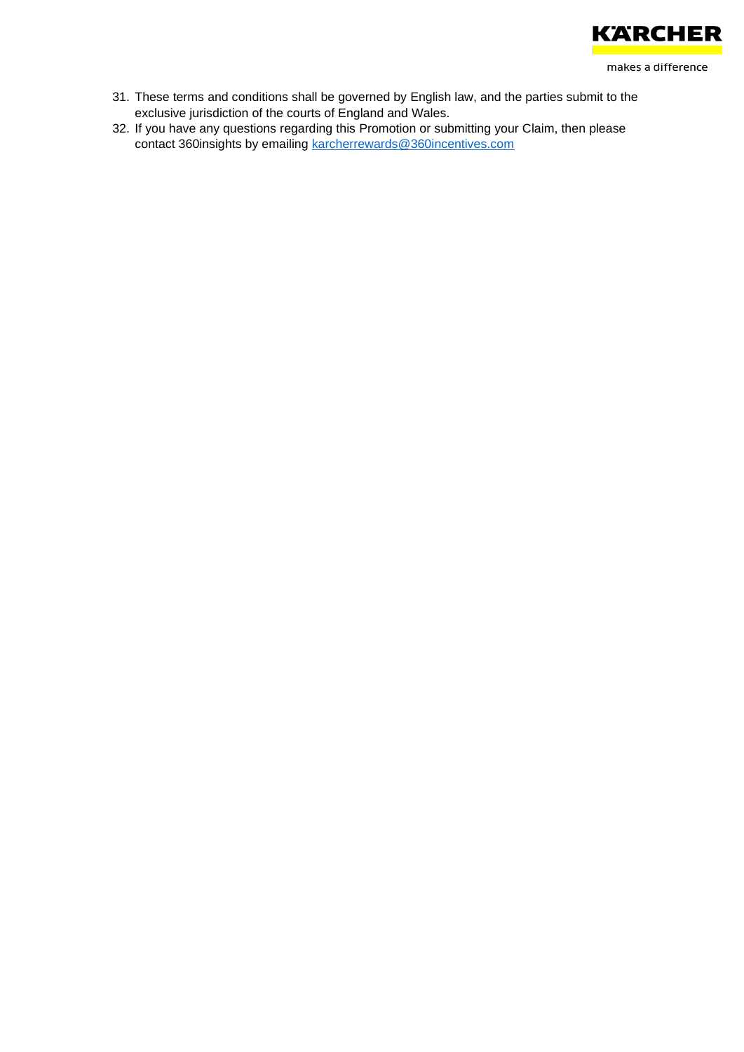31. These terms and conditions shall be governed by English law, and the parties submit to the exclusive jurisdiction of the courts of England and Wales.
32. If you have any questions regarding this Promotion or submitting your Claim, then please contact 360insights by emailing karcherrewards@360incentives.com